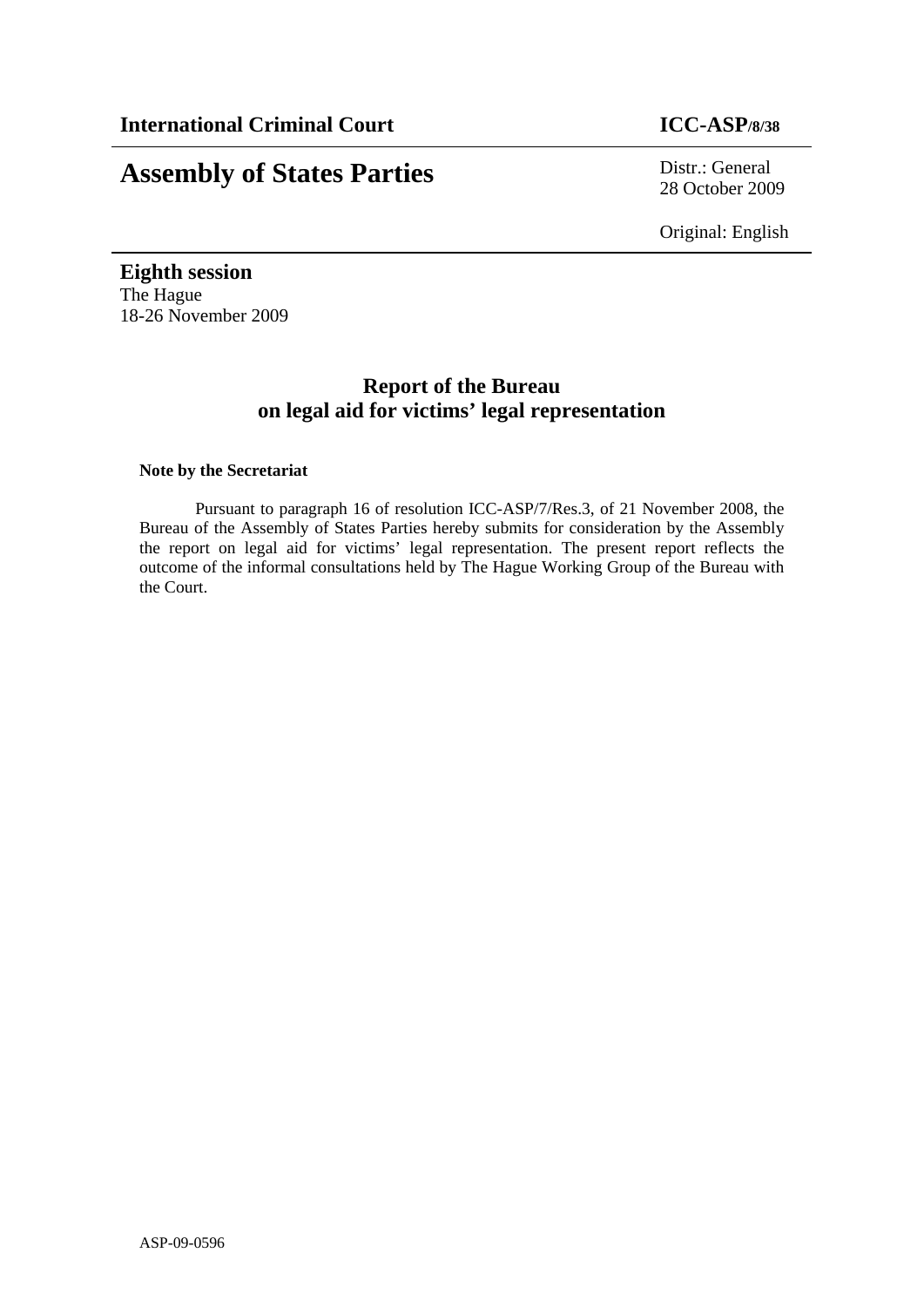**International Criminal Court** **ICC-ASP/8/38**

# Assembly of States Parties

Distr.: General
28 October 2009

Original: English

**Eighth session**
The Hague
18-26 November 2009

## Report of the Bureau on legal aid for victims' legal representation

**Note by the Secretariat**

Pursuant to paragraph 16 of resolution ICC-ASP/7/Res.3, of 21 November 2008, the Bureau of the Assembly of States Parties hereby submits for consideration by the Assembly the report on legal aid for victims' legal representation. The present report reflects the outcome of the informal consultations held by The Hague Working Group of the Bureau with the Court.

ASP-09-0596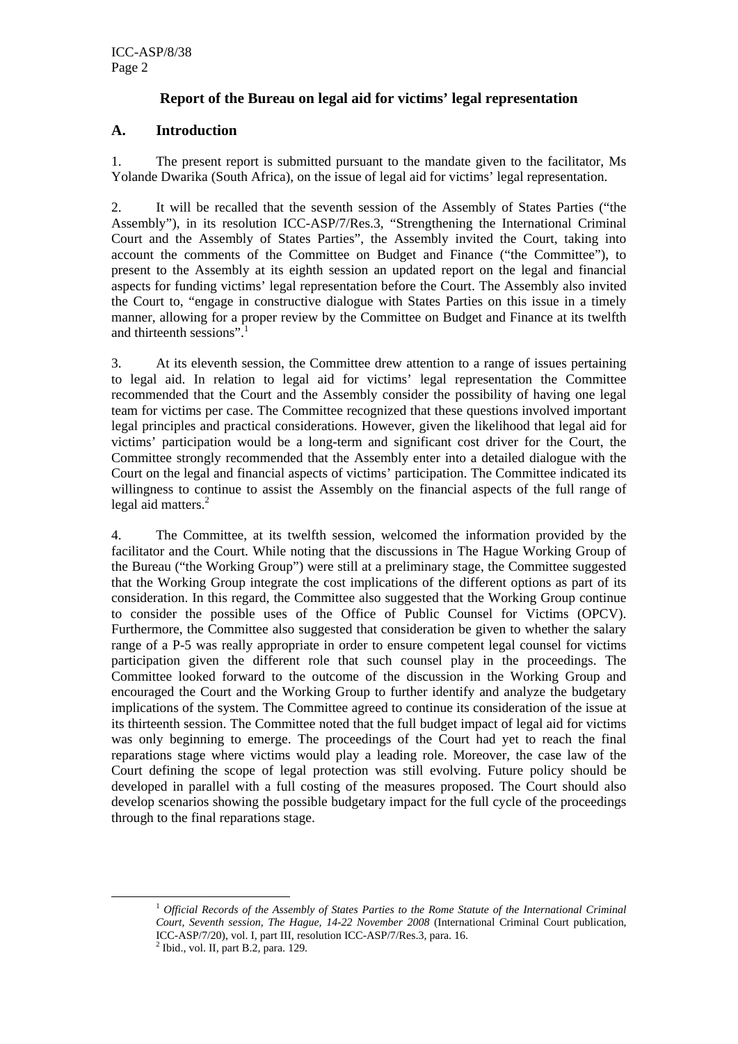## Report of the Bureau on legal aid for victims' legal representation

### A. Introduction

1. The present report is submitted pursuant to the mandate given to the facilitator, Ms Yolande Dwarika (South Africa), on the issue of legal aid for victims' legal representation.

2. It will be recalled that the seventh session of the Assembly of States Parties ("the Assembly"), in its resolution ICC-ASP/7/Res.3, "Strengthening the International Criminal Court and the Assembly of States Parties", the Assembly invited the Court, taking into account the comments of the Committee on Budget and Finance ("the Committee"), to present to the Assembly at its eighth session an updated report on the legal and financial aspects for funding victims' legal representation before the Court. The Assembly also invited the Court to, "engage in constructive dialogue with States Parties on this issue in a timely manner, allowing for a proper review by the Committee on Budget and Finance at its twelfth and thirteenth sessions".[1]

3. At its eleventh session, the Committee drew attention to a range of issues pertaining to legal aid. In relation to legal aid for victims' legal representation the Committee recommended that the Court and the Assembly consider the possibility of having one legal team for victims per case. The Committee recognized that these questions involved important legal principles and practical considerations. However, given the likelihood that legal aid for victims' participation would be a long-term and significant cost driver for the Court, the Committee strongly recommended that the Assembly enter into a detailed dialogue with the Court on the legal and financial aspects of victims' participation. The Committee indicated its willingness to continue to assist the Assembly on the financial aspects of the full range of legal aid matters.[2]

4. The Committee, at its twelfth session, welcomed the information provided by the facilitator and the Court. While noting that the discussions in The Hague Working Group of the Bureau ("the Working Group") were still at a preliminary stage, the Committee suggested that the Working Group integrate the cost implications of the different options as part of its consideration. In this regard, the Committee also suggested that the Working Group continue to consider the possible uses of the Office of Public Counsel for Victims (OPCV). Furthermore, the Committee also suggested that consideration be given to whether the salary range of a P-5 was really appropriate in order to ensure competent legal counsel for victims participation given the different role that such counsel play in the proceedings. The Committee looked forward to the outcome of the discussion in the Working Group and encouraged the Court and the Working Group to further identify and analyze the budgetary implications of the system. The Committee agreed to continue its consideration of the issue at its thirteenth session. The Committee noted that the full budget impact of legal aid for victims was only beginning to emerge. The proceedings of the Court had yet to reach the final reparations stage where victims would play a leading role. Moreover, the case law of the Court defining the scope of legal protection was still evolving. Future policy should be developed in parallel with a full costing of the measures proposed. The Court should also develop scenarios showing the possible budgetary impact for the full cycle of the proceedings through to the final reparations stage.

---

[1] *Official Records of the Assembly of States Parties to the Rome Statute of the International Criminal Court, Seventh session, The Hague, 14-22 November 2008* (International Criminal Court publication, ICC-ASP/7/20), vol. I, part III, resolution ICC-ASP/7/Res.3, para. 16.

[2] Ibid., vol. II, part B.2, para. 129.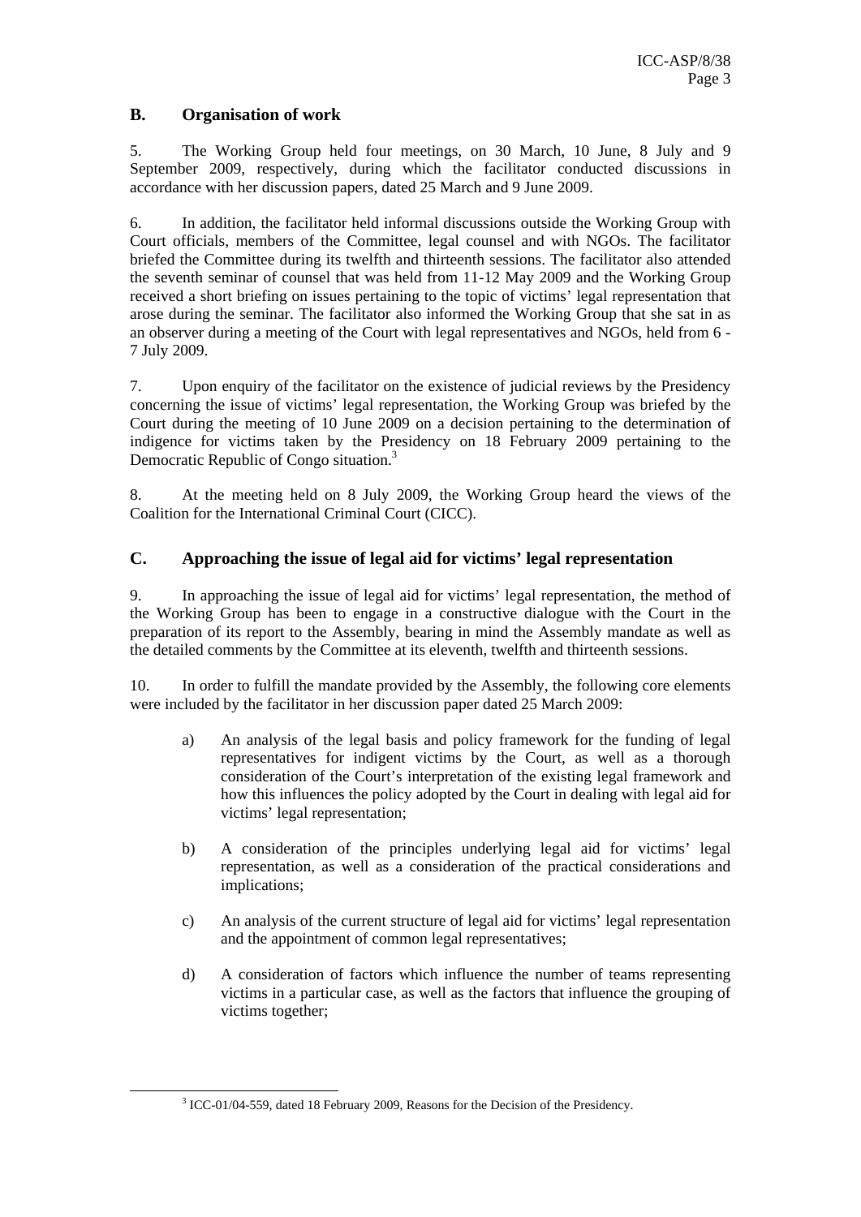## B. Organisation of work

5. The Working Group held four meetings, on 30 March, 10 June, 8 July and 9 September 2009, respectively, during which the facilitator conducted discussions in accordance with her discussion papers, dated 25 March and 9 June 2009.

6. In addition, the facilitator held informal discussions outside the Working Group with Court officials, members of the Committee, legal counsel and with NGOs. The facilitator briefed the Committee during its twelfth and thirteenth sessions. The facilitator also attended the seventh seminar of counsel that was held from 11-12 May 2009 and the Working Group received a short briefing on issues pertaining to the topic of victims' legal representation that arose during the seminar. The facilitator also informed the Working Group that she sat in as an observer during a meeting of the Court with legal representatives and NGOs, held from 6 - 7 July 2009.

7. Upon enquiry of the facilitator on the existence of judicial reviews by the Presidency concerning the issue of victims' legal representation, the Working Group was briefed by the Court during the meeting of 10 June 2009 on a decision pertaining to the determination of indigence for victims taken by the Presidency on 18 February 2009 pertaining to the Democratic Republic of Congo situation.[3]

8. At the meeting held on 8 July 2009, the Working Group heard the views of the Coalition for the International Criminal Court (CICC).

## C. Approaching the issue of legal aid for victims' legal representation

9. In approaching the issue of legal aid for victims' legal representation, the method of the Working Group has been to engage in a constructive dialogue with the Court in the preparation of its report to the Assembly, bearing in mind the Assembly mandate as well as the detailed comments by the Committee at its eleventh, twelfth and thirteenth sessions.

10. In order to fulfill the mandate provided by the Assembly, the following core elements were included by the facilitator in her discussion paper dated 25 March 2009:

a) An analysis of the legal basis and policy framework for the funding of legal representatives for indigent victims by the Court, as well as a thorough consideration of the Court's interpretation of the existing legal framework and how this influences the policy adopted by the Court in dealing with legal aid for victims' legal representation;

b) A consideration of the principles underlying legal aid for victims' legal representation, as well as a consideration of the practical considerations and implications;

c) An analysis of the current structure of legal aid for victims' legal representation and the appointment of common legal representatives;

d) A consideration of factors which influence the number of teams representing victims in a particular case, as well as the factors that influence the grouping of victims together;

[3] ICC-01/04-559, dated 18 February 2009, Reasons for the Decision of the Presidency.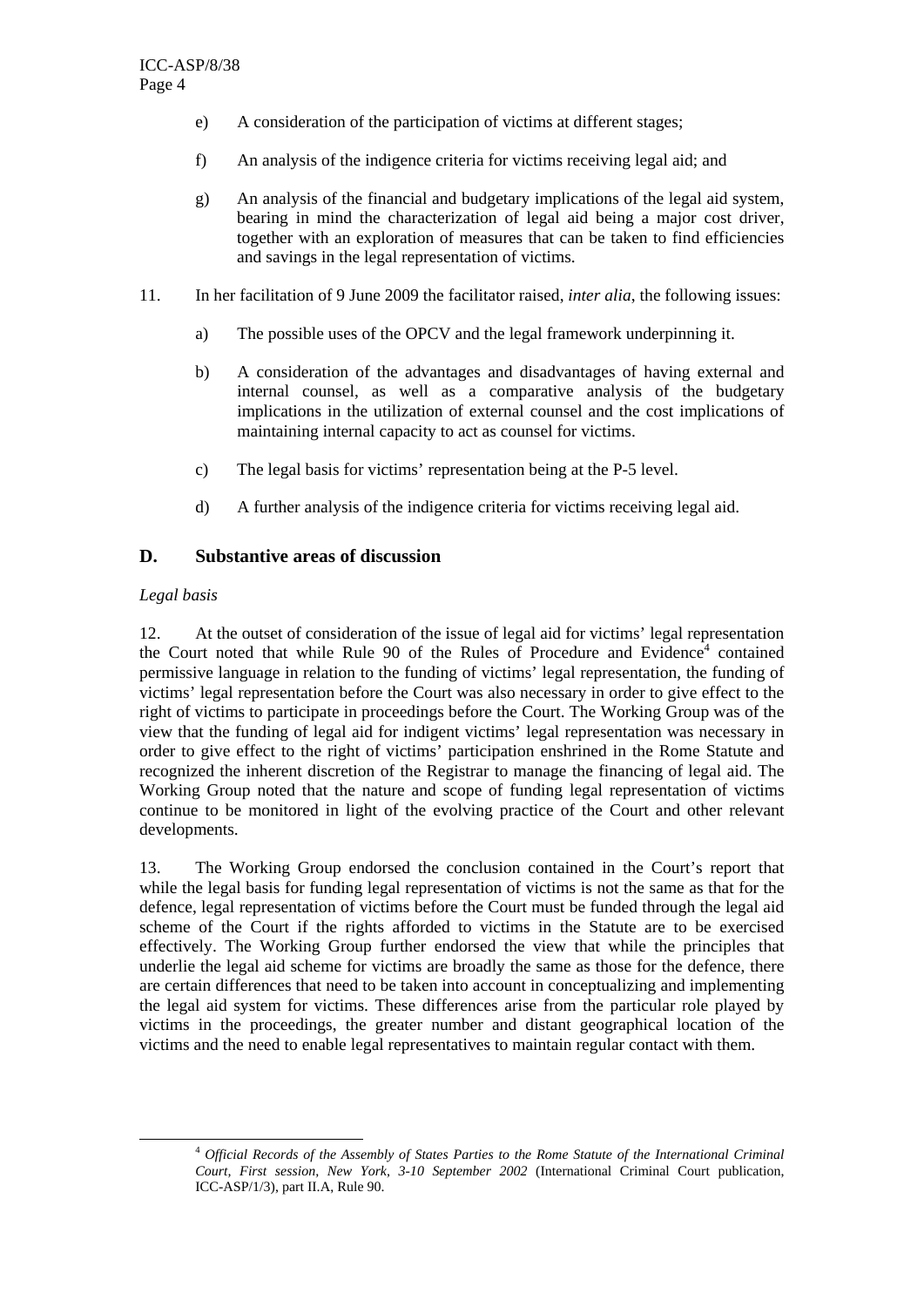e) A consideration of the participation of victims at different stages;

f) An analysis of the indigence criteria for victims receiving legal aid; and

g) An analysis of the financial and budgetary implications of the legal aid system, bearing in mind the characterization of legal aid being a major cost driver, together with an exploration of measures that can be taken to find efficiencies and savings in the legal representation of victims.

11. In her facilitation of 9 June 2009 the facilitator raised, *inter alia*, the following issues:

a) The possible uses of the OPCV and the legal framework underpinning it.

b) A consideration of the advantages and disadvantages of having external and internal counsel, as well as a comparative analysis of the budgetary implications in the utilization of external counsel and the cost implications of maintaining internal capacity to act as counsel for victims.

c) The legal basis for victims' representation being at the P-5 level.

d) A further analysis of the indigence criteria for victims receiving legal aid.

## D. Substantive areas of discussion

*Legal basis*

12. At the outset of consideration of the issue of legal aid for victims' legal representation the Court noted that while Rule 90 of the Rules of Procedure and Evidence[4] contained permissive language in relation to the funding of victims' legal representation, the funding of victims' legal representation before the Court was also necessary in order to give effect to the right of victims to participate in proceedings before the Court. The Working Group was of the view that the funding of legal aid for indigent victims' legal representation was necessary in order to give effect to the right of victims' participation enshrined in the Rome Statute and recognized the inherent discretion of the Registrar to manage the financing of legal aid. The Working Group noted that the nature and scope of funding legal representation of victims continue to be monitored in light of the evolving practice of the Court and other relevant developments.

13. The Working Group endorsed the conclusion contained in the Court's report that while the legal basis for funding legal representation of victims is not the same as that for the defence, legal representation of victims before the Court must be funded through the legal aid scheme of the Court if the rights afforded to victims in the Statute are to be exercised effectively. The Working Group further endorsed the view that while the principles that underlie the legal aid scheme for victims are broadly the same as those for the defence, there are certain differences that need to be taken into account in conceptualizing and implementing the legal aid system for victims. These differences arise from the particular role played by victims in the proceedings, the greater number and distant geographical location of the victims and the need to enable legal representatives to maintain regular contact with them.

[4] *Official Records of the Assembly of States Parties to the Rome Statute of the International Criminal Court, First session, New York, 3-10 September 2002* (International Criminal Court publication, ICC-ASP/1/3), part II.A, Rule 90.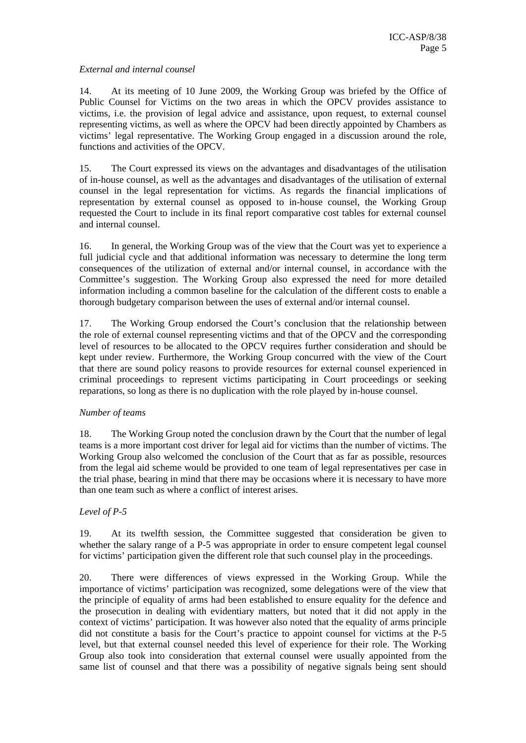*External and internal counsel*

14. At its meeting of 10 June 2009, the Working Group was briefed by the Office of Public Counsel for Victims on the two areas in which the OPCV provides assistance to victims, i.e. the provision of legal advice and assistance, upon request, to external counsel representing victims, as well as where the OPCV had been directly appointed by Chambers as victims' legal representative. The Working Group engaged in a discussion around the role, functions and activities of the OPCV.

15. The Court expressed its views on the advantages and disadvantages of the utilisation of in-house counsel, as well as the advantages and disadvantages of the utilisation of external counsel in the legal representation for victims. As regards the financial implications of representation by external counsel as opposed to in-house counsel, the Working Group requested the Court to include in its final report comparative cost tables for external counsel and internal counsel.

16. In general, the Working Group was of the view that the Court was yet to experience a full judicial cycle and that additional information was necessary to determine the long term consequences of the utilization of external and/or internal counsel, in accordance with the Committee's suggestion. The Working Group also expressed the need for more detailed information including a common baseline for the calculation of the different costs to enable a thorough budgetary comparison between the uses of external and/or internal counsel.

17. The Working Group endorsed the Court's conclusion that the relationship between the role of external counsel representing victims and that of the OPCV and the corresponding level of resources to be allocated to the OPCV requires further consideration and should be kept under review. Furthermore, the Working Group concurred with the view of the Court that there are sound policy reasons to provide resources for external counsel experienced in criminal proceedings to represent victims participating in Court proceedings or seeking reparations, so long as there is no duplication with the role played by in-house counsel.

*Number of teams*

18. The Working Group noted the conclusion drawn by the Court that the number of legal teams is a more important cost driver for legal aid for victims than the number of victims. The Working Group also welcomed the conclusion of the Court that as far as possible, resources from the legal aid scheme would be provided to one team of legal representatives per case in the trial phase, bearing in mind that there may be occasions where it is necessary to have more than one team such as where a conflict of interest arises.

*Level of P-5*

19. At its twelfth session, the Committee suggested that consideration be given to whether the salary range of a P-5 was appropriate in order to ensure competent legal counsel for victims' participation given the different role that such counsel play in the proceedings.

20. There were differences of views expressed in the Working Group. While the importance of victims' participation was recognized, some delegations were of the view that the principle of equality of arms had been established to ensure equality for the defence and the prosecution in dealing with evidentiary matters, but noted that it did not apply in the context of victims' participation. It was however also noted that the equality of arms principle did not constitute a basis for the Court's practice to appoint counsel for victims at the P-5 level, but that external counsel needed this level of experience for their role. The Working Group also took into consideration that external counsel were usually appointed from the same list of counsel and that there was a possibility of negative signals being sent should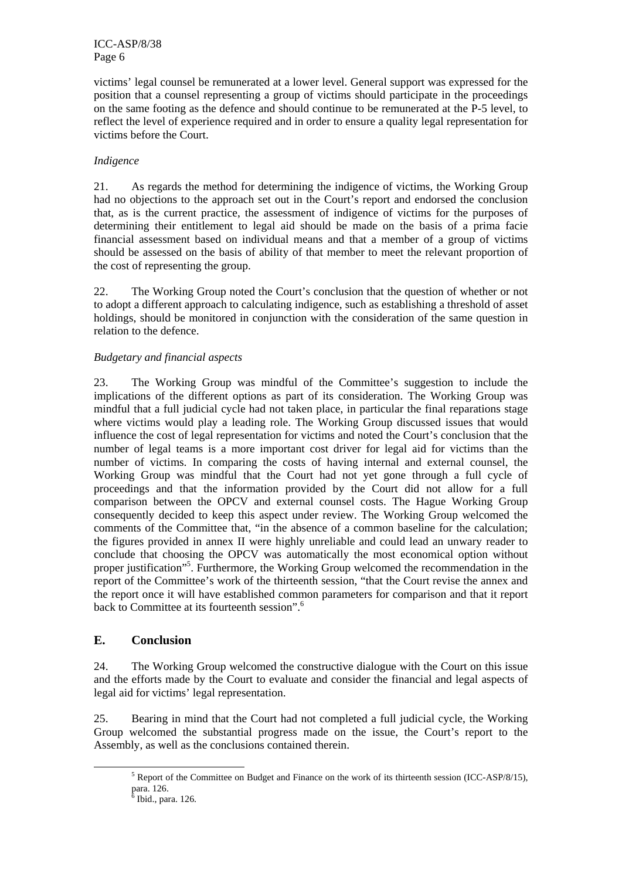victims' legal counsel be remunerated at a lower level. General support was expressed for the position that a counsel representing a group of victims should participate in the proceedings on the same footing as the defence and should continue to be remunerated at the P-5 level, to reflect the level of experience required and in order to ensure a quality legal representation for victims before the Court.

*Indigence*

21. As regards the method for determining the indigence of victims, the Working Group had no objections to the approach set out in the Court's report and endorsed the conclusion that, as is the current practice, the assessment of indigence of victims for the purposes of determining their entitlement to legal aid should be made on the basis of a prima facie financial assessment based on individual means and that a member of a group of victims should be assessed on the basis of ability of that member to meet the relevant proportion of the cost of representing the group.

22. The Working Group noted the Court's conclusion that the question of whether or not to adopt a different approach to calculating indigence, such as establishing a threshold of asset holdings, should be monitored in conjunction with the consideration of the same question in relation to the defence.

*Budgetary and financial aspects*

23. The Working Group was mindful of the Committee's suggestion to include the implications of the different options as part of its consideration. The Working Group was mindful that a full judicial cycle had not taken place, in particular the final reparations stage where victims would play a leading role. The Working Group discussed issues that would influence the cost of legal representation for victims and noted the Court's conclusion that the number of legal teams is a more important cost driver for legal aid for victims than the number of victims. In comparing the costs of having internal and external counsel, the Working Group was mindful that the Court had not yet gone through a full cycle of proceedings and that the information provided by the Court did not allow for a full comparison between the OPCV and external counsel costs. The Hague Working Group consequently decided to keep this aspect under review. The Working Group welcomed the comments of the Committee that, "in the absence of a common baseline for the calculation; the figures provided in annex II were highly unreliable and could lead an unwary reader to conclude that choosing the OPCV was automatically the most economical option without proper justification"[5]. Furthermore, the Working Group welcomed the recommendation in the report of the Committee's work of the thirteenth session, "that the Court revise the annex and the report once it will have established common parameters for comparison and that it report back to Committee at its fourteenth session".[6]

## E. Conclusion

24. The Working Group welcomed the constructive dialogue with the Court on this issue and the efforts made by the Court to evaluate and consider the financial and legal aspects of legal aid for victims' legal representation.

25. Bearing in mind that the Court had not completed a full judicial cycle, the Working Group welcomed the substantial progress made on the issue, the Court's report to the Assembly, as well as the conclusions contained therein.

---

[5] Report of the Committee on Budget and Finance on the work of its thirteenth session (ICC-ASP/8/15), para. 126.

[6] Ibid., para. 126.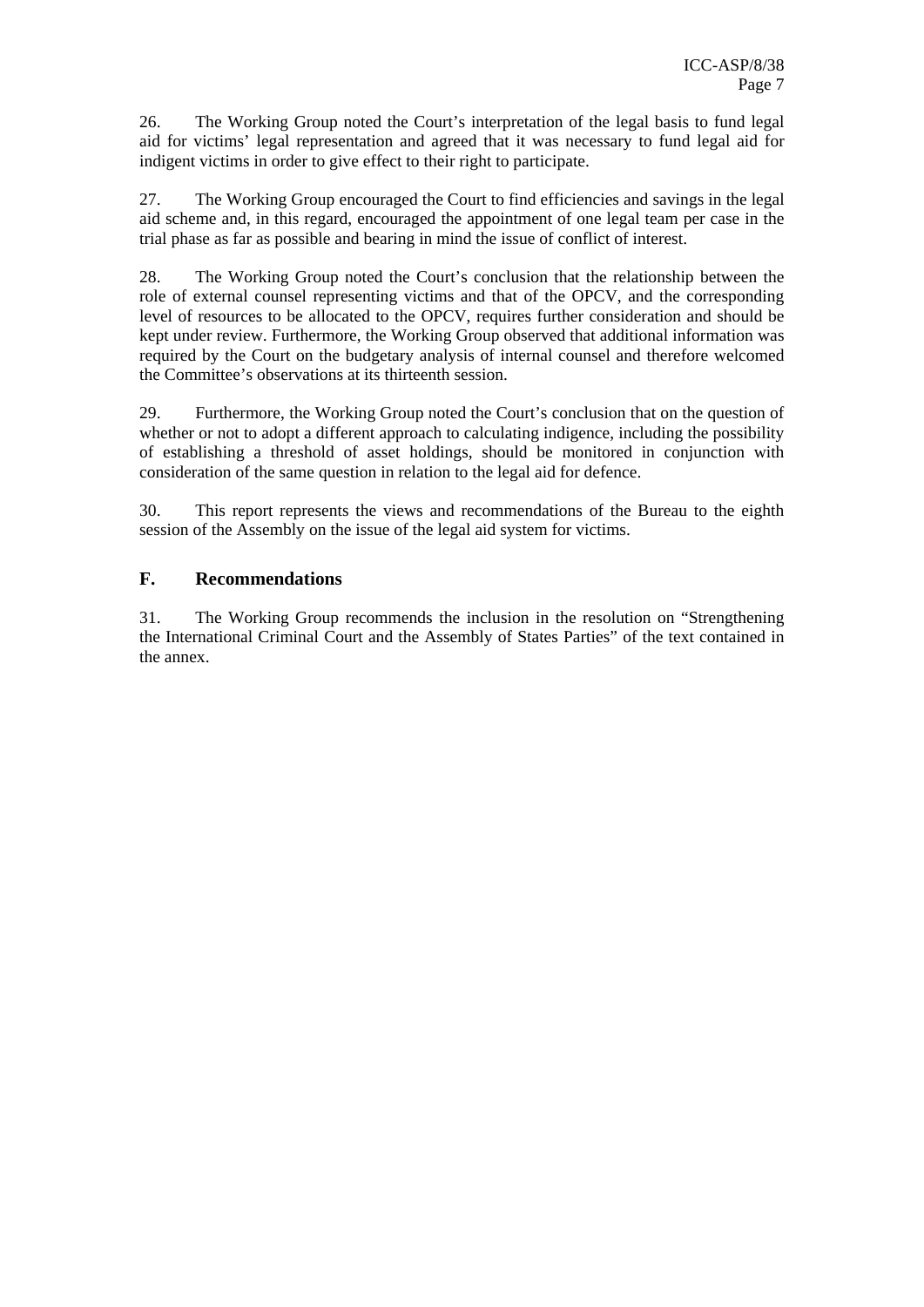26. The Working Group noted the Court's interpretation of the legal basis to fund legal aid for victims' legal representation and agreed that it was necessary to fund legal aid for indigent victims in order to give effect to their right to participate.

27. The Working Group encouraged the Court to find efficiencies and savings in the legal aid scheme and, in this regard, encouraged the appointment of one legal team per case in the trial phase as far as possible and bearing in mind the issue of conflict of interest.

28. The Working Group noted the Court's conclusion that the relationship between the role of external counsel representing victims and that of the OPCV, and the corresponding level of resources to be allocated to the OPCV, requires further consideration and should be kept under review. Furthermore, the Working Group observed that additional information was required by the Court on the budgetary analysis of internal counsel and therefore welcomed the Committee's observations at its thirteenth session.

29. Furthermore, the Working Group noted the Court's conclusion that on the question of whether or not to adopt a different approach to calculating indigence, including the possibility of establishing a threshold of asset holdings, should be monitored in conjunction with consideration of the same question in relation to the legal aid for defence.

30. This report represents the views and recommendations of the Bureau to the eighth session of the Assembly on the issue of the legal aid system for victims.

## F. Recommendations

31. The Working Group recommends the inclusion in the resolution on "Strengthening the International Criminal Court and the Assembly of States Parties" of the text contained in the annex.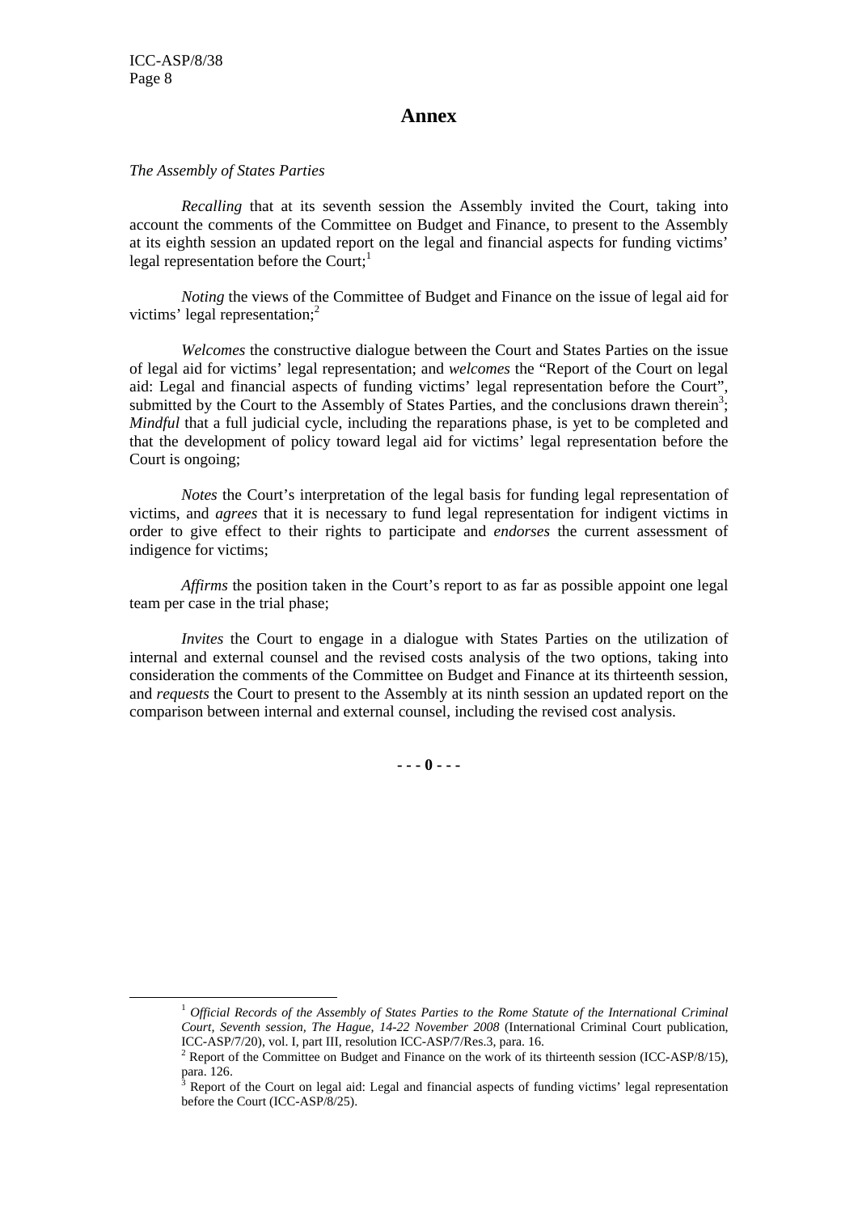# Annex

*The Assembly of States Parties*

*Recalling* that at its seventh session the Assembly invited the Court, taking into account the comments of the Committee on Budget and Finance, to present to the Assembly at its eighth session an updated report on the legal and financial aspects for funding victims' legal representation before the Court;[1]

*Noting* the views of the Committee of Budget and Finance on the issue of legal aid for victims' legal representation;[2]

*Welcomes* the constructive dialogue between the Court and States Parties on the issue of legal aid for victims' legal representation; and *welcomes* the "Report of the Court on legal aid: Legal and financial aspects of funding victims' legal representation before the Court", submitted by the Court to the Assembly of States Parties, and the conclusions drawn therein[3]; *Mindful* that a full judicial cycle, including the reparations phase, is yet to be completed and that the development of policy toward legal aid for victims' legal representation before the Court is ongoing;

*Notes* the Court's interpretation of the legal basis for funding legal representation of victims, and *agrees* that it is necessary to fund legal representation for indigent victims in order to give effect to their rights to participate and *endorses* the current assessment of indigence for victims;

*Affirms* the position taken in the Court's report to as far as possible appoint one legal team per case in the trial phase;

*Invites* the Court to engage in a dialogue with States Parties on the utilization of internal and external counsel and the revised costs analysis of the two options, taking into consideration the comments of the Committee on Budget and Finance at its thirteenth session, and *requests* the Court to present to the Assembly at its ninth session an updated report on the comparison between internal and external counsel, including the revised cost analysis.

**- - - 0 - - -**

---

[1] *Official Records of the Assembly of States Parties to the Rome Statute of the International Criminal Court, Seventh session, The Hague, 14-22 November 2008* (International Criminal Court publication, ICC-ASP/7/20), vol. I, part III, resolution ICC-ASP/7/Res.3, para. 16.

[2] Report of the Committee on Budget and Finance on the work of its thirteenth session (ICC-ASP/8/15), para. 126.

[3] Report of the Court on legal aid: Legal and financial aspects of funding victims' legal representation before the Court (ICC-ASP/8/25).